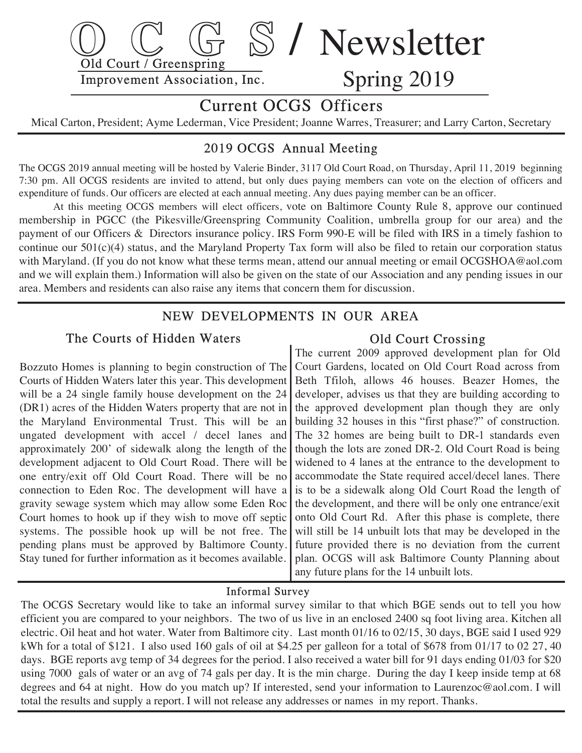# O C G S / Newsletter

Old Court / Greenspring
Improvement Association, Inc.

Spring 2019

## Current OCGS Officers

Mical Carton, President; Ayme Lederman, Vice President; Joanne Warres, Treasurer; and Larry Carton, Secretary

## 2019 OCGS Annual Meeting

The OCGS 2019 annual meeting will be hosted by Valerie Binder, 3117 Old Court Road, on Thursday, April 11, 2019 beginning 7:30 pm. All OCGS residents are invited to attend, but only dues paying members can vote on the election of officers and expenditure of funds. Our officers are elected at each annual meeting. Any dues paying member can be an officer.

At this meeting OCGS members will elect officers, vote on Baltimore County Rule 8, approve our continued membership in PGCC (the Pikesville/Greenspring Community Coalition, umbrella group for our area) and the payment of our Officers & Directors insurance policy. IRS Form 990-E will be filed with IRS in a timely fashion to continue our 501(c)(4) status, and the Maryland Property Tax form will also be filed to retain our corporation status with Maryland. (If you do not know what these terms mean, attend our annual meeting or email OCGSHOA@aol.com and we will explain them.) Information will also be given on the state of our Association and any pending issues in our area. Members and residents can also raise any items that concern them for discussion.

## NEW DEVELOPMENTS IN OUR AREA

### The Courts of Hidden Waters

Bozzuto Homes is planning to begin construction of The Courts of Hidden Waters later this year. This development will be a 24 single family house development on the 24 (DR1) acres of the Hidden Waters property that are not in the Maryland Environmental Trust. This will be an ungated development with accel / decel lanes and approximately 200' of sidewalk along the length of the development adjacent to Old Court Road. There will be one entry/exit off Old Court Road. There will be no connection to Eden Roc. The development will have a gravity sewage system which may allow some Eden Roc Court homes to hook up if they wish to move off septic systems. The possible hook up will be not free. The pending plans must be approved by Baltimore County. Stay tuned for further information as it becomes available.

### Old Court Crossing

The current 2009 approved development plan for Old Court Gardens, located on Old Court Road across from Beth Tfiloh, allows 46 houses. Beazer Homes, the developer, advises us that they are building according to the approved development plan though they are only building 32 houses in this "first phase?" of construction. The 32 homes are being built to DR-1 standards even though the lots are zoned DR-2. Old Court Road is being widened to 4 lanes at the entrance to the development to accommodate the State required accel/decel lanes. There is to be a sidewalk along Old Court Road the length of the development, and there will be only one entrance/exit onto Old Court Rd. After this phase is complete, there will still be 14 unbuilt lots that may be developed in the future provided there is no deviation from the current plan. OCGS will ask Baltimore County Planning about any future plans for the 14 unbuilt lots.

### Informal Survey

The OCGS Secretary would like to take an informal survey similar to that which BGE sends out to tell you how efficient you are compared to your neighbors. The two of us live in an enclosed 2400 sq foot living area. Kitchen all electric. Oil heat and hot water. Water from Baltimore city. Last month 01/16 to 02/15, 30 days, BGE said I used 929 kWh for a total of $121. I also used 160 gals of oil at $4.25 per galleon for a total of $678 from 01/17 to 02 27, 40 days. BGE reports avg temp of 34 degrees for the period. I also received a water bill for 91 days ending 01/03 for $20 using 7000 gals of water or an avg of 74 gals per day. It is the min charge. During the day I keep inside temp at 68 degrees and 64 at night. How do you match up? If interested, send your information to Laurenzoc@aol.com. I will total the results and supply a report. I will not release any addresses or names in my report. Thanks.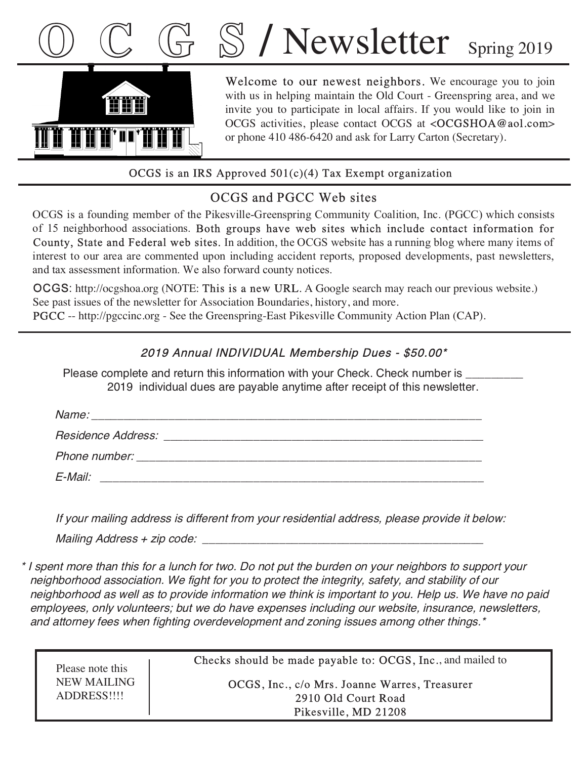# OCGS / Newsletter Spring 2019

**Welcome to our newest neighbors.** We encourage you to join with us in helping maintain the Old Court - Greenspring area, and we invite you to participate in local affairs. If you would like to join in OCGS activities, please contact OCGS at <OCGSHOA@aol.com> or phone 410 486-6420 and ask for Larry Carton (Secretary).

OCGS is an IRS Approved 501(c)(4) Tax Exempt organization

## OCGS and PGCC Web sites

OCGS is a founding member of the Pikesville-Greenspring Community Coalition, Inc. (PGCC) which consists of 15 neighborhood associations. Both groups have web sites which include contact information for County, State and Federal web sites. In addition, the OCGS website has a running blog where many items of interest to our area are commented upon including accident reports, proposed developments, past newsletters, and tax assessment information. We also forward county notices.

**OCGS**: http://ocgshoa.org (NOTE: This is a new URL. A Google search may reach our previous website.) See past issues of the newsletter for Association Boundaries, history, and more.

**PGCC** -- http://pgccinc.org - See the Greenspring-East Pikesville Community Action Plan (CAP).

### *2019 Annual INDIVIDUAL Membership Dues - $50.00**

Please complete and return this information with your Check. Check number is _________
2019 individual dues are payable anytime after receipt of this newsletter.

*Name:* ________________________________________________________________

*Residence Address:* ______________________________________________________

*Phone number:* _________________________________________________________

*E-Mail:* ________________________________________________________________

*If your mailing address is different from your residential address, please provide it below:*

*Mailing Address + zip code:* _____________________________________________

*\* I spent more than this for a lunch for two. Do not put the burden on your neighbors to support your neighborhood association. We fight for you to protect the integrity, safety, and stability of our neighborhood as well as to provide information we think is important to you. Help us. We have no paid employees, only volunteers; but we do have expenses including our website, insurance, newsletters, and attorney fees when fighting overdevelopment and zoning issues among other things.**

Please note this NEW MAILING ADDRESS!!!!

Checks should be made payable to: OCGS, Inc., and mailed to

OCGS, Inc., c/o Mrs. Joanne Warres, Treasurer
2910 Old Court Road
Pikesville, MD 21208